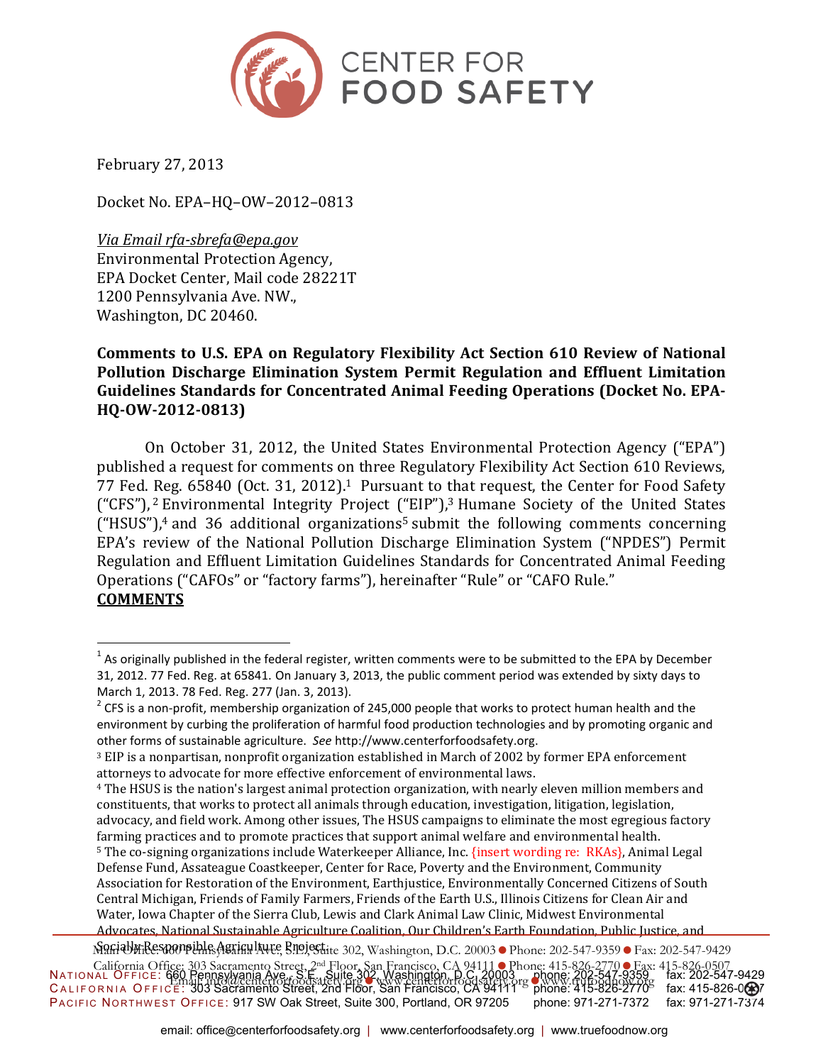February 27, 2013

Docket No. EPA–HQ–OW–2012–0813

*Via Email rfa-sbrefa@epa.gov*
Environmental Protection Agency,
EPA Docket Center, Mail code 28221T
1200 Pennsylvania Ave. NW.,
Washington, DC 20460.

**Comments to U.S. EPA on Regulatory Flexibility Act Section 610 Review of National Pollution Discharge Elimination System Permit Regulation and Effluent Limitation Guidelines Standards for Concentrated Animal Feeding Operations (Docket No. EPA-HQ-OW-2012-0813)**

On October 31, 2012, the United States Environmental Protection Agency ("EPA") published a request for comments on three Regulatory Flexibility Act Section 610 Reviews, 77 Fed. Reg. 65840 (Oct. 31, 2012).[1] Pursuant to that request, the Center for Food Safety ("CFS"),[2] Environmental Integrity Project ("EIP"),[3] Humane Society of the United States ("HSUS"),[4] and 36 additional organizations[5] submit the following comments concerning EPA's review of the National Pollution Discharge Elimination System ("NPDES") Permit Regulation and Effluent Limitation Guidelines Standards for Concentrated Animal Feeding Operations ("CAFOs" or "factory farms"), hereinafter "Rule" or "CAFO Rule."

**COMMENTS**

---

[1] As originally published in the federal register, written comments were to be submitted to the EPA by December 31, 2012. 77 Fed. Reg. at 65841. On January 3, 2013, the public comment period was extended by sixty days to March 1, 2013. 78 Fed. Reg. 277 (Jan. 3, 2013).

[2] CFS is a non-profit, membership organization of 245,000 people that works to protect human health and the environment by curbing the proliferation of harmful food production technologies and by promoting organic and other forms of sustainable agriculture. *See* http://www.centerforfoodsafety.org.

[3] EIP is a nonpartisan, nonprofit organization established in March of 2002 by former EPA enforcement attorneys to advocate for more effective enforcement of environmental laws.

[4] The HSUS is the nation's largest animal protection organization, with nearly eleven million members and constituents, that works to protect all animals through education, investigation, litigation, legislation, advocacy, and field work. Among other issues, The HSUS campaigns to eliminate the most egregious factory farming practices and to promote practices that support animal welfare and environmental health.

[5] The co-signing organizations include Waterkeeper Alliance, Inc. {insert wording re: RKAs}, Animal Legal Defense Fund, Assateague Coastkeeper, Center for Race, Poverty and the Environment, Community Association for Restoration of the Environment, Earthjustice, Environmentally Concerned Citizens of South Central Michigan, Friends of Family Farmers, Friends of the Earth U.S., Illinois Citizens for Clean Air and Water, Iowa Chapter of the Sierra Club, Lewis and Clark Animal Law Clinic, Midwest Environmental Advocates, National Sustainable Agriculture Coalition, Our Children's Earth Foundation, Public Justice, and Socially Responsible Agriculture Project.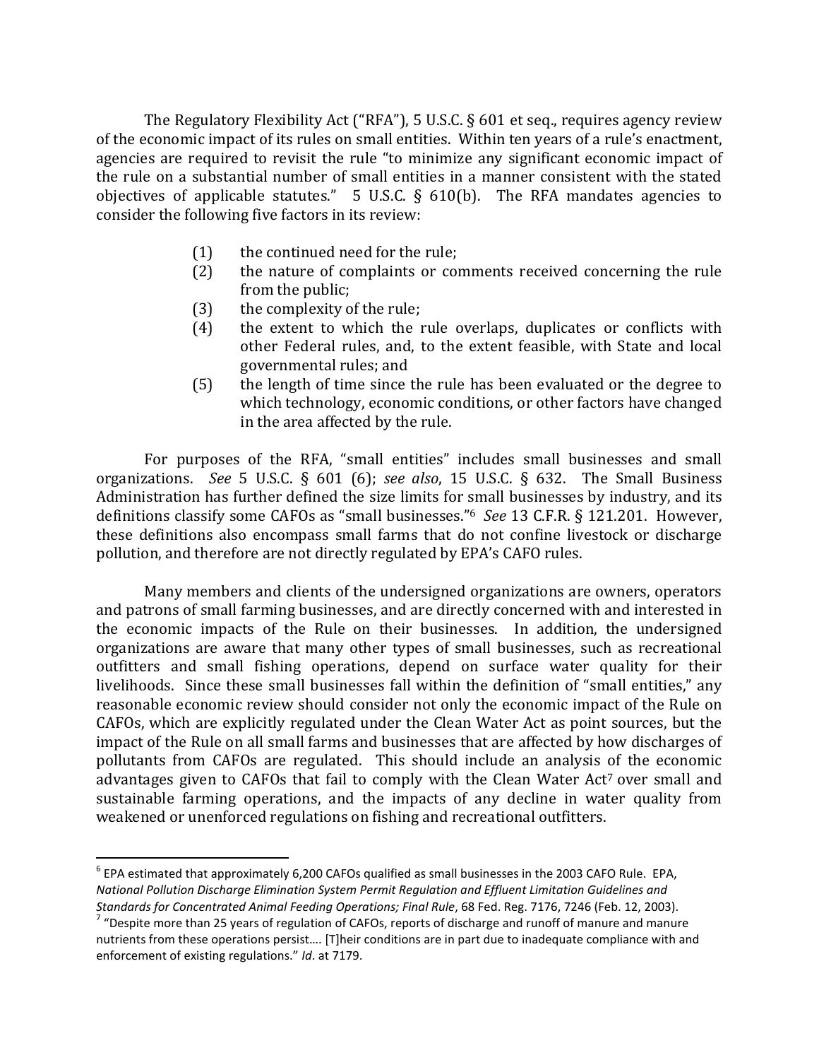The Regulatory Flexibility Act ("RFA"), 5 U.S.C. § 601 et seq., requires agency review of the economic impact of its rules on small entities. Within ten years of a rule's enactment, agencies are required to revisit the rule "to minimize any significant economic impact of the rule on a substantial number of small entities in a manner consistent with the stated objectives of applicable statutes." 5 U.S.C. § 610(b). The RFA mandates agencies to consider the following five factors in its review:

> (1) the continued need for the rule;
> (2) the nature of complaints or comments received concerning the rule from the public;
> (3) the complexity of the rule;
> (4) the extent to which the rule overlaps, duplicates or conflicts with other Federal rules, and, to the extent feasible, with State and local governmental rules; and
> (5) the length of time since the rule has been evaluated or the degree to which technology, economic conditions, or other factors have changed in the area affected by the rule.

For purposes of the RFA, "small entities" includes small businesses and small organizations. *See* 5 U.S.C. § 601 (6); *see also*, 15 U.S.C. § 632. The Small Business Administration has further defined the size limits for small businesses by industry, and its definitions classify some CAFOs as "small businesses."[6] *See* 13 C.F.R. § 121.201. However, these definitions also encompass small farms that do not confine livestock or discharge pollution, and therefore are not directly regulated by EPA's CAFO rules.

Many members and clients of the undersigned organizations are owners, operators and patrons of small farming businesses, and are directly concerned with and interested in the economic impacts of the Rule on their businesses. In addition, the undersigned organizations are aware that many other types of small businesses, such as recreational outfitters and small fishing operations, depend on surface water quality for their livelihoods. Since these small businesses fall within the definition of "small entities," any reasonable economic review should consider not only the economic impact of the Rule on CAFOs, which are explicitly regulated under the Clean Water Act as point sources, but the impact of the Rule on all small farms and businesses that are affected by how discharges of pollutants from CAFOs are regulated. This should include an analysis of the economic advantages given to CAFOs that fail to comply with the Clean Water Act[7] over small and sustainable farming operations, and the impacts of any decline in water quality from weakened or unenforced regulations on fishing and recreational outfitters.

---

[6] EPA estimated that approximately 6,200 CAFOs qualified as small businesses in the 2003 CAFO Rule. EPA, *National Pollution Discharge Elimination System Permit Regulation and Effluent Limitation Guidelines and Standards for Concentrated Animal Feeding Operations; Final Rule*, 68 Fed. Reg. 7176, 7246 (Feb. 12, 2003).

[7] "Despite more than 25 years of regulation of CAFOs, reports of discharge and runoff of manure and manure nutrients from these operations persist…. [T]heir conditions are in part due to inadequate compliance with and enforcement of existing regulations." *Id*. at 7179.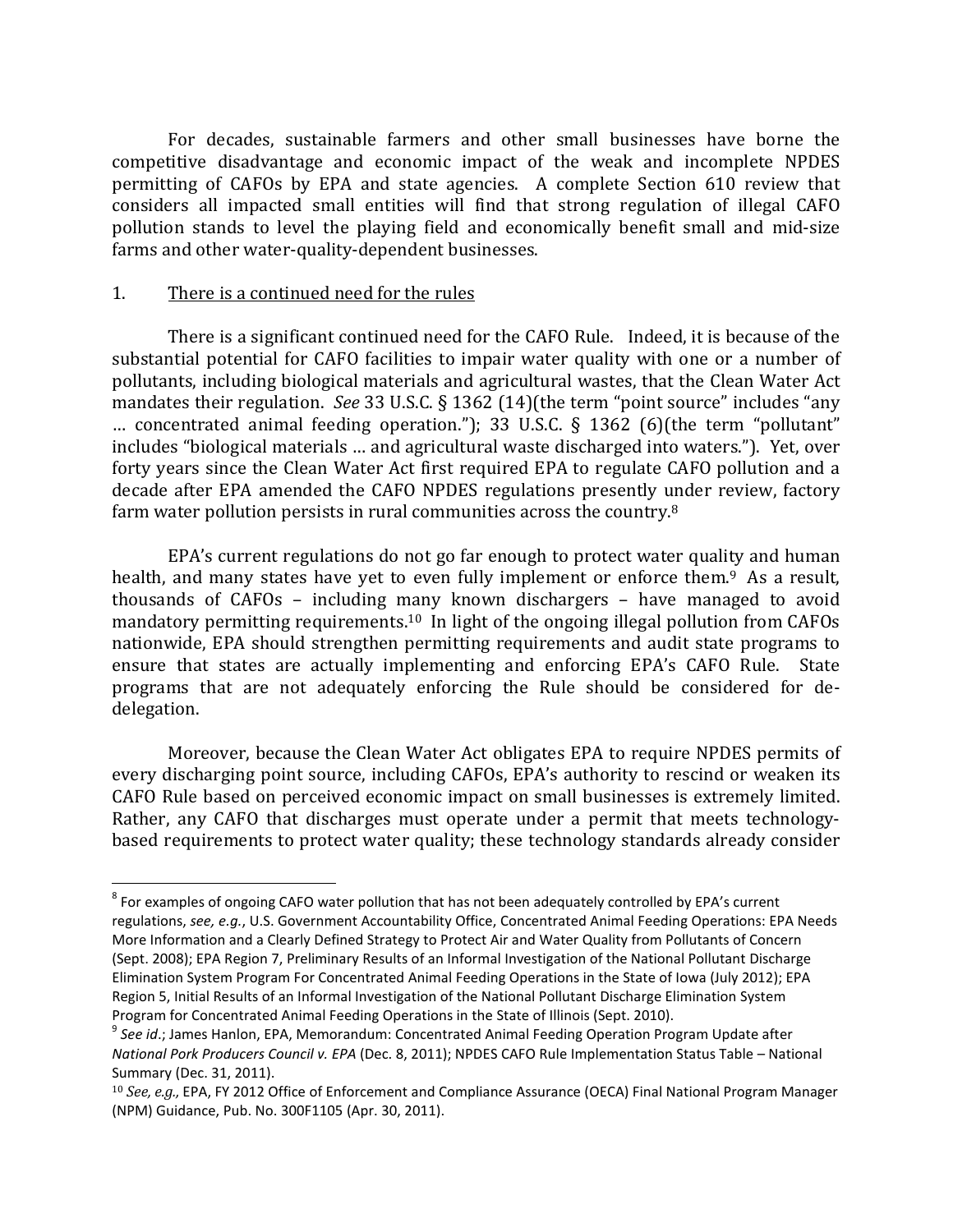For decades, sustainable farmers and other small businesses have borne the competitive disadvantage and economic impact of the weak and incomplete NPDES permitting of CAFOs by EPA and state agencies. A complete Section 610 review that considers all impacted small entities will find that strong regulation of illegal CAFO pollution stands to level the playing field and economically benefit small and mid-size farms and other water-quality-dependent businesses.

1. <u>There is a continued need for the rules</u>

There is a significant continued need for the CAFO Rule. Indeed, it is because of the substantial potential for CAFO facilities to impair water quality with one or a number of pollutants, including biological materials and agricultural wastes, that the Clean Water Act mandates their regulation. *See* 33 U.S.C. § 1362 (14)(the term "point source" includes "any … concentrated animal feeding operation."); 33 U.S.C. § 1362 (6)(the term "pollutant" includes "biological materials … and agricultural waste discharged into waters."). Yet, over forty years since the Clean Water Act first required EPA to regulate CAFO pollution and a decade after EPA amended the CAFO NPDES regulations presently under review, factory farm water pollution persists in rural communities across the country.[8]

EPA's current regulations do not go far enough to protect water quality and human health, and many states have yet to even fully implement or enforce them.[9] As a result, thousands of CAFOs – including many known dischargers – have managed to avoid mandatory permitting requirements.[10] In light of the ongoing illegal pollution from CAFOs nationwide, EPA should strengthen permitting requirements and audit state programs to ensure that states are actually implementing and enforcing EPA's CAFO Rule. State programs that are not adequately enforcing the Rule should be considered for de-delegation.

Moreover, because the Clean Water Act obligates EPA to require NPDES permits of every discharging point source, including CAFOs, EPA's authority to rescind or weaken its CAFO Rule based on perceived economic impact on small businesses is extremely limited. Rather, any CAFO that discharges must operate under a permit that meets technology-based requirements to protect water quality; these technology standards already consider

---

[8] For examples of ongoing CAFO water pollution that has not been adequately controlled by EPA's current regulations, *see, e.g.*, U.S. Government Accountability Office, Concentrated Animal Feeding Operations: EPA Needs More Information and a Clearly Defined Strategy to Protect Air and Water Quality from Pollutants of Concern (Sept. 2008); EPA Region 7, Preliminary Results of an Informal Investigation of the National Pollutant Discharge Elimination System Program For Concentrated Animal Feeding Operations in the State of Iowa (July 2012); EPA Region 5, Initial Results of an Informal Investigation of the National Pollutant Discharge Elimination System Program for Concentrated Animal Feeding Operations in the State of Illinois (Sept. 2010).

[9] *See id*.; James Hanlon, EPA, Memorandum: Concentrated Animal Feeding Operation Program Update after *National Pork Producers Council v. EPA* (Dec. 8, 2011); NPDES CAFO Rule Implementation Status Table – National Summary (Dec. 31, 2011).

[10] *See, e.g.,* EPA, FY 2012 Office of Enforcement and Compliance Assurance (OECA) Final National Program Manager (NPM) Guidance, Pub. No. 300F1105 (Apr. 30, 2011).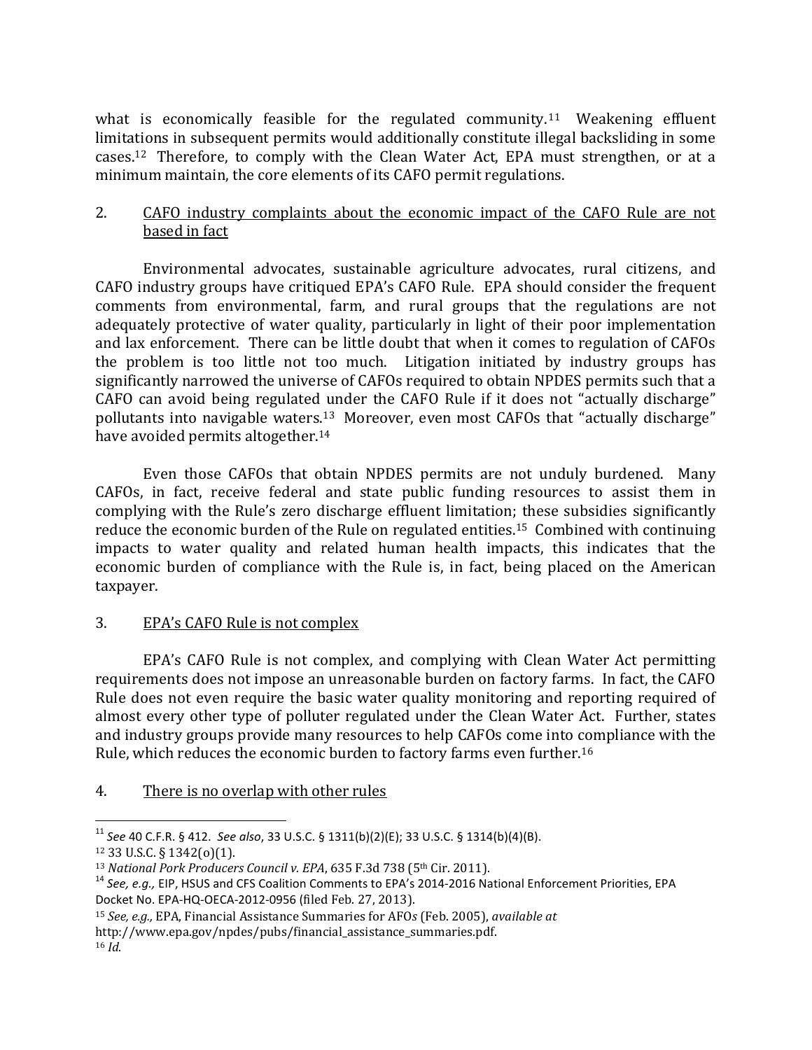what is economically feasible for the regulated community.[11] Weakening effluent limitations in subsequent permits would additionally constitute illegal backsliding in some cases.[12] Therefore, to comply with the Clean Water Act, EPA must strengthen, or at a minimum maintain, the core elements of its CAFO permit regulations.

2. <u>CAFO industry complaints about the economic impact of the CAFO Rule are not based in fact</u>

Environmental advocates, sustainable agriculture advocates, rural citizens, and CAFO industry groups have critiqued EPA's CAFO Rule. EPA should consider the frequent comments from environmental, farm, and rural groups that the regulations are not adequately protective of water quality, particularly in light of their poor implementation and lax enforcement. There can be little doubt that when it comes to regulation of CAFOs the problem is too little not too much. Litigation initiated by industry groups has significantly narrowed the universe of CAFOs required to obtain NPDES permits such that a CAFO can avoid being regulated under the CAFO Rule if it does not "actually discharge" pollutants into navigable waters.[13] Moreover, even most CAFOs that "actually discharge" have avoided permits altogether.[14]

Even those CAFOs that obtain NPDES permits are not unduly burdened. Many CAFOs, in fact, receive federal and state public funding resources to assist them in complying with the Rule's zero discharge effluent limitation; these subsidies significantly reduce the economic burden of the Rule on regulated entities.[15] Combined with continuing impacts to water quality and related human health impacts, this indicates that the economic burden of compliance with the Rule is, in fact, being placed on the American taxpayer.

3. <u>EPA's CAFO Rule is not complex</u>

EPA's CAFO Rule is not complex, and complying with Clean Water Act permitting requirements does not impose an unreasonable burden on factory farms. In fact, the CAFO Rule does not even require the basic water quality monitoring and reporting required of almost every other type of polluter regulated under the Clean Water Act. Further, states and industry groups provide many resources to help CAFOs come into compliance with the Rule, which reduces the economic burden to factory farms even further.[16]

4. <u>There is no overlap with other rules</u>

---

[11] *See* 40 C.F.R. § 412. *See also*, 33 U.S.C. § 1311(b)(2)(E); 33 U.S.C. § 1314(b)(4)(B).

[12] 33 U.S.C. § 1342(o)(1).

[13] *National Pork Producers Council v. EPA*, 635 F.3d 738 (5th Cir. 2011).

[14] *See, e.g.,* EIP, HSUS and CFS Coalition Comments to EPA's 2014-2016 National Enforcement Priorities, EPA Docket No. EPA-HQ-OECA-2012-0956 (filed Feb. 27, 2013).

[15] *See, e.g.,* EPA, Financial Assistance Summaries for AFO*s* (Feb. 2005), *available at* http://www.epa.gov/npdes/pubs/financial_assistance_summaries.pdf.

[16] *Id*.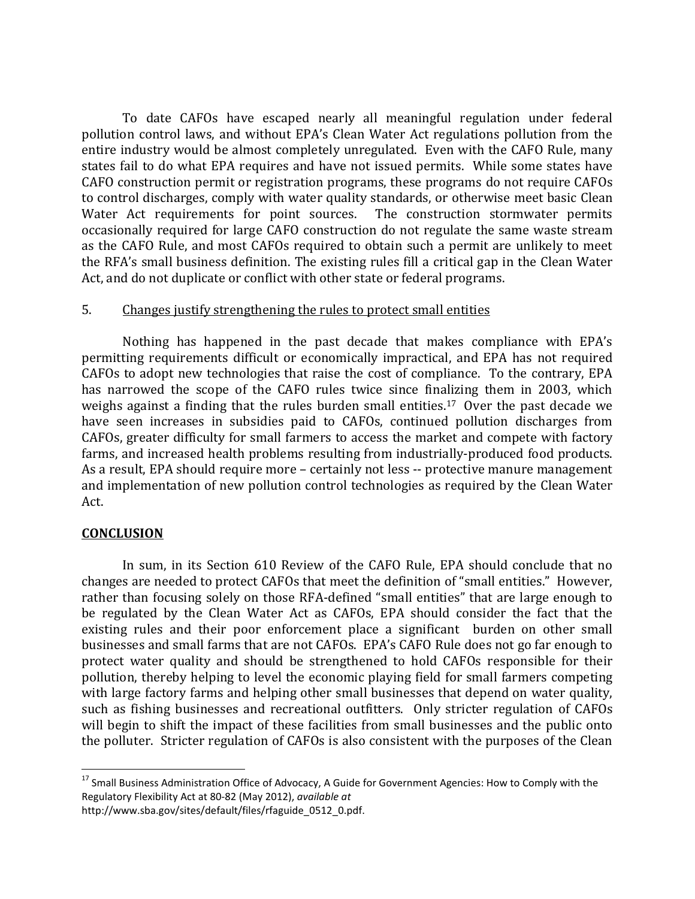To date CAFOs have escaped nearly all meaningful regulation under federal pollution control laws, and without EPA's Clean Water Act regulations pollution from the entire industry would be almost completely unregulated. Even with the CAFO Rule, many states fail to do what EPA requires and have not issued permits. While some states have CAFO construction permit or registration programs, these programs do not require CAFOs to control discharges, comply with water quality standards, or otherwise meet basic Clean Water Act requirements for point sources. The construction stormwater permits occasionally required for large CAFO construction do not regulate the same waste stream as the CAFO Rule, and most CAFOs required to obtain such a permit are unlikely to meet the RFA's small business definition. The existing rules fill a critical gap in the Clean Water Act, and do not duplicate or conflict with other state or federal programs.

5. <u>Changes justify strengthening the rules to protect small entities</u>

Nothing has happened in the past decade that makes compliance with EPA's permitting requirements difficult or economically impractical, and EPA has not required CAFOs to adopt new technologies that raise the cost of compliance. To the contrary, EPA has narrowed the scope of the CAFO rules twice since finalizing them in 2003, which weighs against a finding that the rules burden small entities.[17] Over the past decade we have seen increases in subsidies paid to CAFOs, continued pollution discharges from CAFOs, greater difficulty for small farmers to access the market and compete with factory farms, and increased health problems resulting from industrially-produced food products. As a result, EPA should require more – certainly not less -- protective manure management and implementation of new pollution control technologies as required by the Clean Water Act.

## **CONCLUSION**

In sum, in its Section 610 Review of the CAFO Rule, EPA should conclude that no changes are needed to protect CAFOs that meet the definition of "small entities." However, rather than focusing solely on those RFA-defined "small entities" that are large enough to be regulated by the Clean Water Act as CAFOs, EPA should consider the fact that the existing rules and their poor enforcement place a significant burden on other small businesses and small farms that are not CAFOs. EPA's CAFO Rule does not go far enough to protect water quality and should be strengthened to hold CAFOs responsible for their pollution, thereby helping to level the economic playing field for small farmers competing with large factory farms and helping other small businesses that depend on water quality, such as fishing businesses and recreational outfitters. Only stricter regulation of CAFOs will begin to shift the impact of these facilities from small businesses and the public onto the polluter. Stricter regulation of CAFOs is also consistent with the purposes of the Clean

---

[17] Small Business Administration Office of Advocacy, A Guide for Government Agencies: How to Comply with the Regulatory Flexibility Act at 80-82 (May 2012), *available at* http://www.sba.gov/sites/default/files/rfaguide_0512_0.pdf.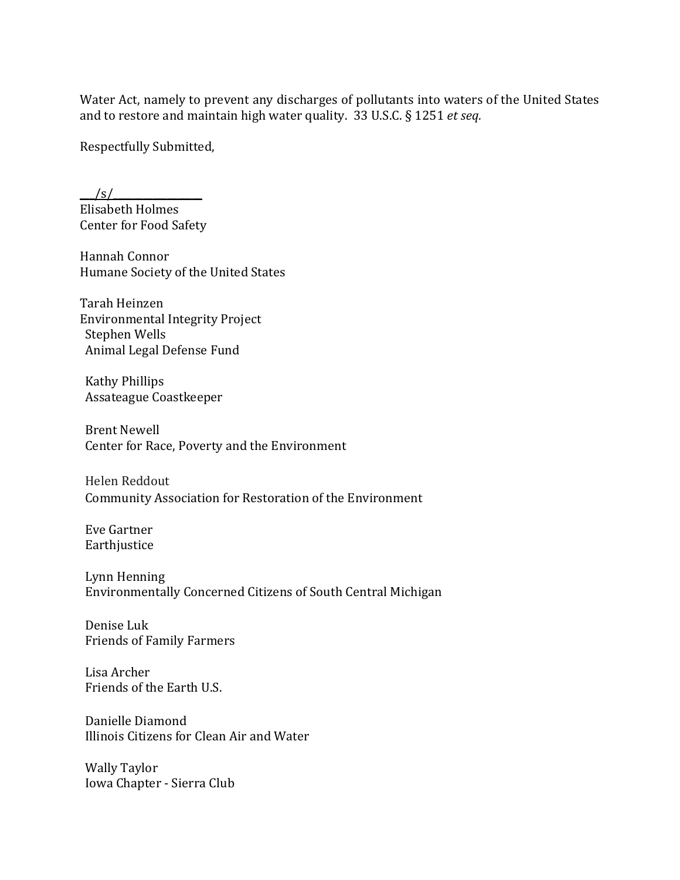Water Act, namely to prevent any discharges of pollutants into waters of the United States and to restore and maintain high water quality. 33 U.S.C. § 1251 *et seq.*

Respectfully Submitted,

___/s/_________________
Elisabeth Holmes
Center for Food Safety

Hannah Connor
Humane Society of the United States

Tarah Heinzen
Environmental Integrity Project

Stephen Wells
Animal Legal Defense Fund

Kathy Phillips
Assateague Coastkeeper

Brent Newell
Center for Race, Poverty and the Environment

Helen Reddout
Community Association for Restoration of the Environment

Eve Gartner
Earthjustice

Lynn Henning
Environmentally Concerned Citizens of South Central Michigan

Denise Luk
Friends of Family Farmers

Lisa Archer
Friends of the Earth U.S.

Danielle Diamond
Illinois Citizens for Clean Air and Water

Wally Taylor
Iowa Chapter - Sierra Club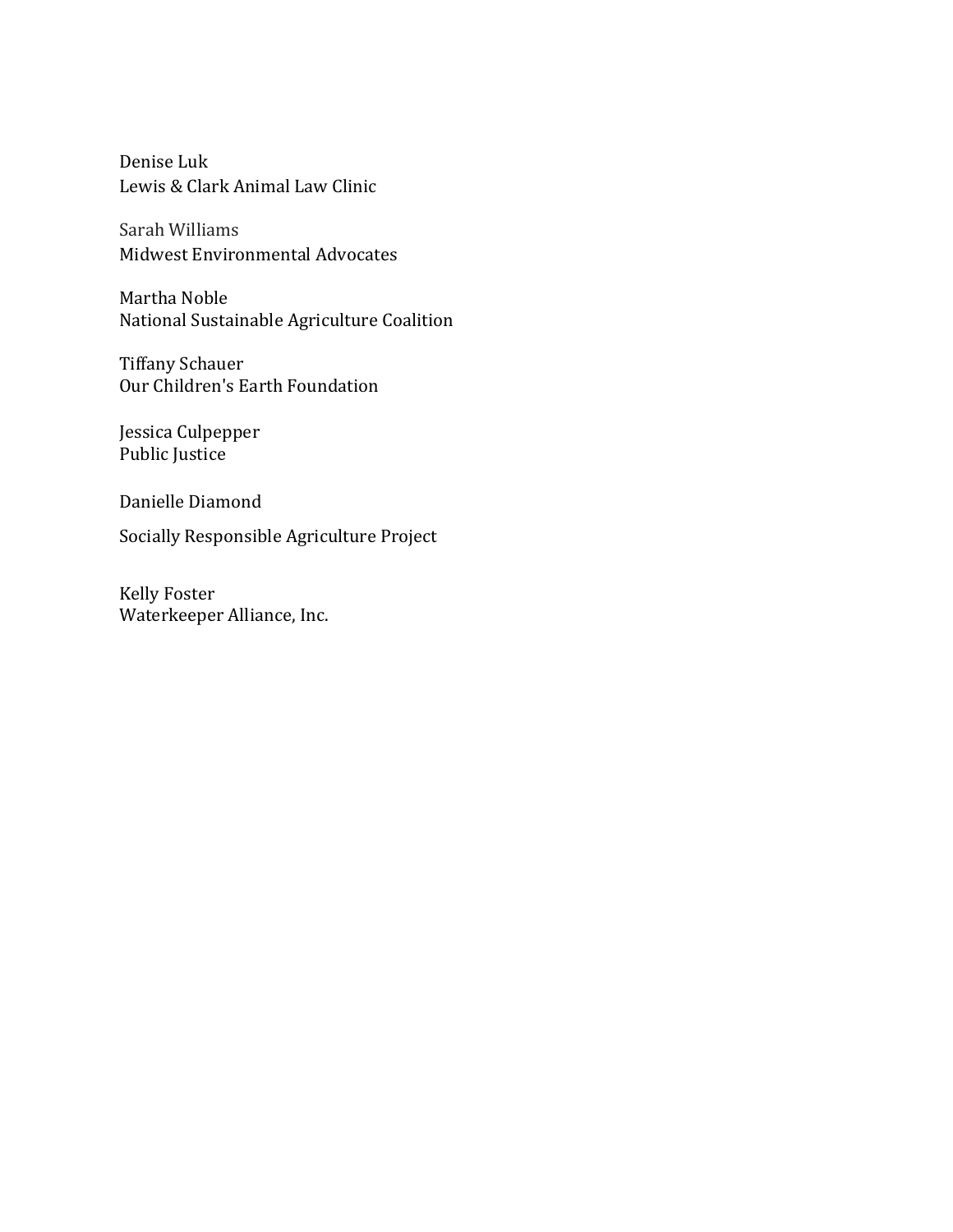Denise Luk
Lewis & Clark Animal Law Clinic

Sarah Williams
Midwest Environmental Advocates

Martha Noble
National Sustainable Agriculture Coalition

Tiffany Schauer
Our Children's Earth Foundation

Jessica Culpepper
Public Justice

Danielle Diamond

Socially Responsible Agriculture Project

Kelly Foster
Waterkeeper Alliance, Inc.